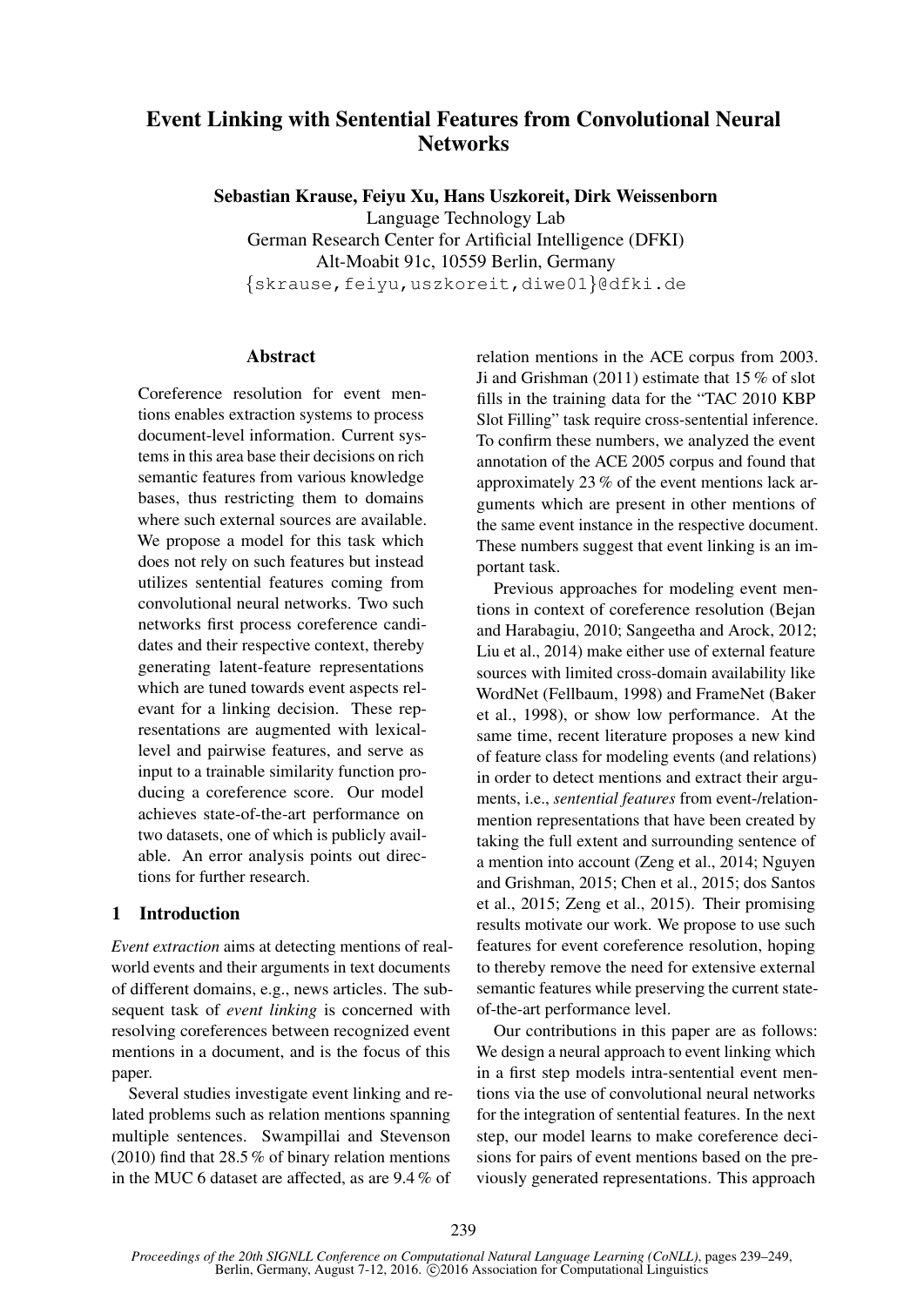# Event Linking with Sentential Features from Convolutional Neural Networks

**Sebastian Krause, Feiyu Xu, Hans Uszkoreit, Dirk Weissenborn**
Language Technology Lab
German Research Center for Artificial Intelligence (DFKI)
Alt-Moabit 91c, 10559 Berlin, Germany
{skrause,feiyu,uszkoreit,diwe01}@dfki.de

## Abstract

Coreference resolution for event mentions enables extraction systems to process document-level information. Current systems in this area base their decisions on rich semantic features from various knowledge bases, thus restricting them to domains where such external sources are available. We propose a model for this task which does not rely on such features but instead utilizes sentential features coming from convolutional neural networks. Two such networks first process coreference candidates and their respective context, thereby generating latent-feature representations which are tuned towards event aspects relevant for a linking decision. These representations are augmented with lexical-level and pairwise features, and serve as input to a trainable similarity function producing a coreference score. Our model achieves state-of-the-art performance on two datasets, one of which is publicly available. An error analysis points out directions for further research.

## 1 Introduction

*Event extraction* aims at detecting mentions of real-world events and their arguments in text documents of different domains, e.g., news articles. The subsequent task of *event linking* is concerned with resolving coreferences between recognized event mentions in a document, and is the focus of this paper.

Several studies investigate event linking and related problems such as relation mentions spanning multiple sentences. Swampillai and Stevenson (2010) find that 28.5 % of binary relation mentions in the MUC 6 dataset are affected, as are 9.4 % of relation mentions in the ACE corpus from 2003. Ji and Grishman (2011) estimate that 15 % of slot fills in the training data for the "TAC 2010 KBP Slot Filling" task require cross-sentential inference. To confirm these numbers, we analyzed the event annotation of the ACE 2005 corpus and found that approximately 23 % of the event mentions lack arguments which are present in other mentions of the same event instance in the respective document. These numbers suggest that event linking is an important task.

Previous approaches for modeling event mentions in context of coreference resolution (Bejan and Harabagiu, 2010; Sangeetha and Arock, 2012; Liu et al., 2014) make either use of external feature sources with limited cross-domain availability like WordNet (Fellbaum, 1998) and FrameNet (Baker et al., 1998), or show low performance. At the same time, recent literature proposes a new kind of feature class for modeling events (and relations) in order to detect mentions and extract their arguments, i.e., *sentential features* from event-/relation-mention representations that have been created by taking the full extent and surrounding sentence of a mention into account (Zeng et al., 2014; Nguyen and Grishman, 2015; Chen et al., 2015; dos Santos et al., 2015; Zeng et al., 2015). Their promising results motivate our work. We propose to use such features for event coreference resolution, hoping to thereby remove the need for extensive external semantic features while preserving the current state-of-the-art performance level.

Our contributions in this paper are as follows: We design a neural approach to event linking which in a first step models intra-sentential event mentions via the use of convolutional neural networks for the integration of sentential features. In the next step, our model learns to make coreference decisions for pairs of event mentions based on the previously generated representations. This approach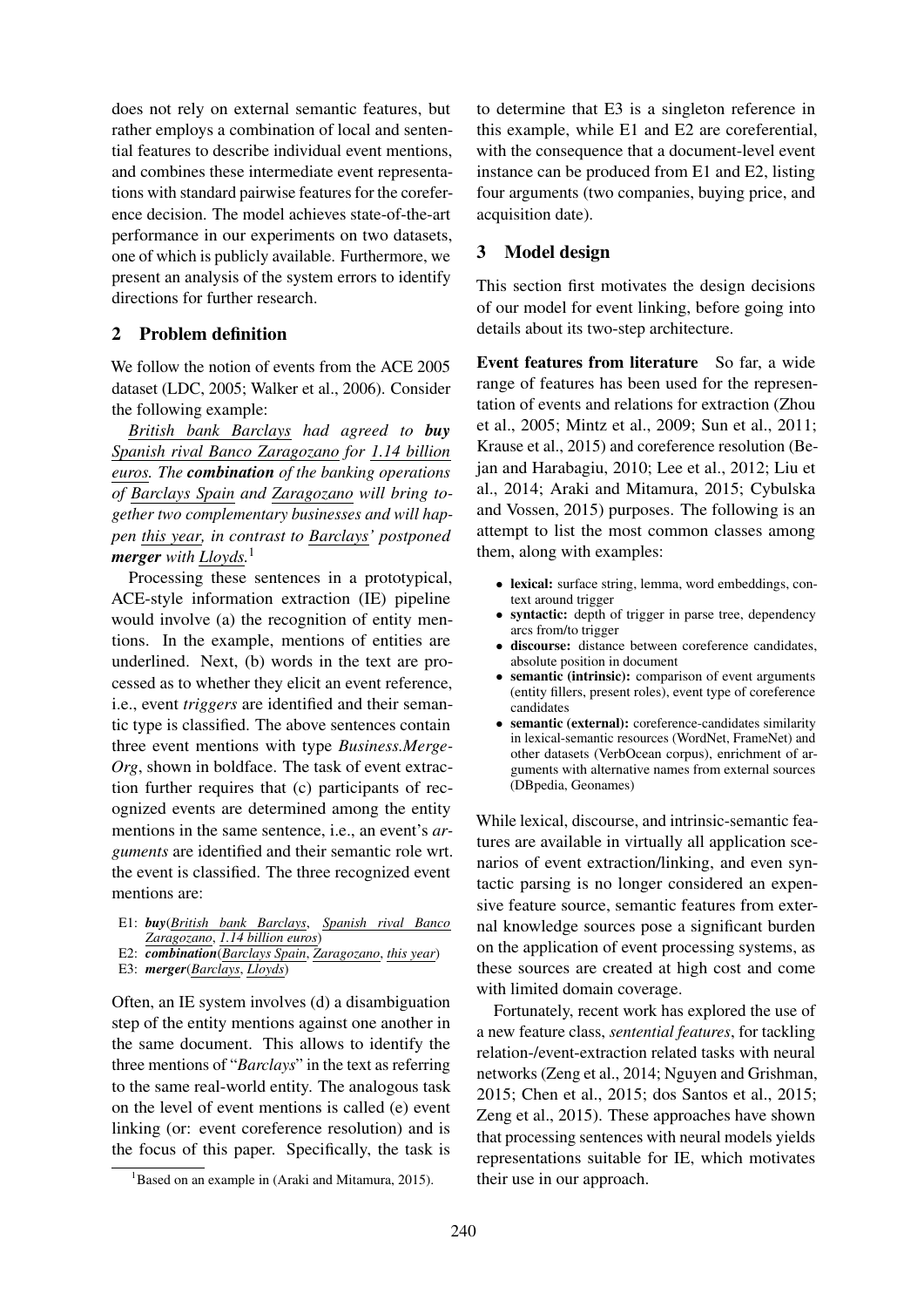does not rely on external semantic features, but rather employs a combination of local and sentential features to describe individual event mentions, and combines these intermediate event representations with standard pairwise features for the coreference decision. The model achieves state-of-the-art performance in our experiments on two datasets, one of which is publicly available. Furthermore, we present an analysis of the system errors to identify directions for further research.

## 2 Problem definition

We follow the notion of events from the ACE 2005 dataset (LDC, 2005; Walker et al., 2006). Consider the following example:

*British bank Barclays had agreed to* ***buy*** *Spanish rival Banco Zaragozano for 1.14 billion euros. The* ***combination*** *of the banking operations of Barclays Spain and Zaragozano will bring together two complementary businesses and will happen this year, in contrast to Barclays' postponed* ***merger*** *with Lloyds.*[1]

Processing these sentences in a prototypical, ACE-style information extraction (IE) pipeline would involve (a) the recognition of entity mentions. In the example, mentions of entities are underlined. Next, (b) words in the text are processed as to whether they elicit an event reference, i.e., event *triggers* are identified and their semantic type is classified. The above sentences contain three event mentions with type *Business.Merge-Org*, shown in boldface. The task of event extraction further requires that (c) participants of recognized events are determined among the entity mentions in the same sentence, i.e., an event's *arguments* are identified and their semantic role wrt. the event is classified. The three recognized event mentions are:

E1: ***buy***(*British bank Barclays*, *Spanish rival Banco Zaragozano*, *1.14 billion euros*)
E2: ***combination***(*Barclays Spain*, *Zaragozano*, *this year*)
E3: ***merger***(*Barclays*, *Lloyds*)

Often, an IE system involves (d) a disambiguation step of the entity mentions against one another in the same document. This allows to identify the three mentions of "*Barclays*" in the text as referring to the same real-world entity. The analogous task on the level of event mentions is called (e) event linking (or: event coreference resolution) and is the focus of this paper. Specifically, the task is to determine that E3 is a singleton reference in this example, while E1 and E2 are coreferential, with the consequence that a document-level event instance can be produced from E1 and E2, listing four arguments (two companies, buying price, and acquisition date).

[1] Based on an example in (Araki and Mitamura, 2015).

## 3 Model design

This section first motivates the design decisions of our model for event linking, before going into details about its two-step architecture.

**Event features from literature** So far, a wide range of features has been used for the representation of events and relations for extraction (Zhou et al., 2005; Mintz et al., 2009; Sun et al., 2011; Krause et al., 2015) and coreference resolution (Bejan and Harabagiu, 2010; Lee et al., 2012; Liu et al., 2014; Araki and Mitamura, 2015; Cybulska and Vossen, 2015) purposes. The following is an attempt to list the most common classes among them, along with examples:

- **lexical:** surface string, lemma, word embeddings, context around trigger
- **syntactic:** depth of trigger in parse tree, dependency arcs from/to trigger
- **discourse:** distance between coreference candidates, absolute position in document
- **semantic (intrinsic):** comparison of event arguments (entity fillers, present roles), event type of coreference candidates
- **semantic (external):** coreference-candidates similarity in lexical-semantic resources (WordNet, FrameNet) and other datasets (VerbOcean corpus), enrichment of arguments with alternative names from external sources (DBpedia, Geonames)

While lexical, discourse, and intrinsic-semantic features are available in virtually all application scenarios of event extraction/linking, and even syntactic parsing is no longer considered an expensive feature source, semantic features from external knowledge sources pose a significant burden on the application of event processing systems, as these sources are created at high cost and come with limited domain coverage.

Fortunately, recent work has explored the use of a new feature class, *sentential features*, for tackling relation-/event-extraction related tasks with neural networks (Zeng et al., 2014; Nguyen and Grishman, 2015; Chen et al., 2015; dos Santos et al., 2015; Zeng et al., 2015). These approaches have shown that processing sentences with neural models yields representations suitable for IE, which motivates their use in our approach.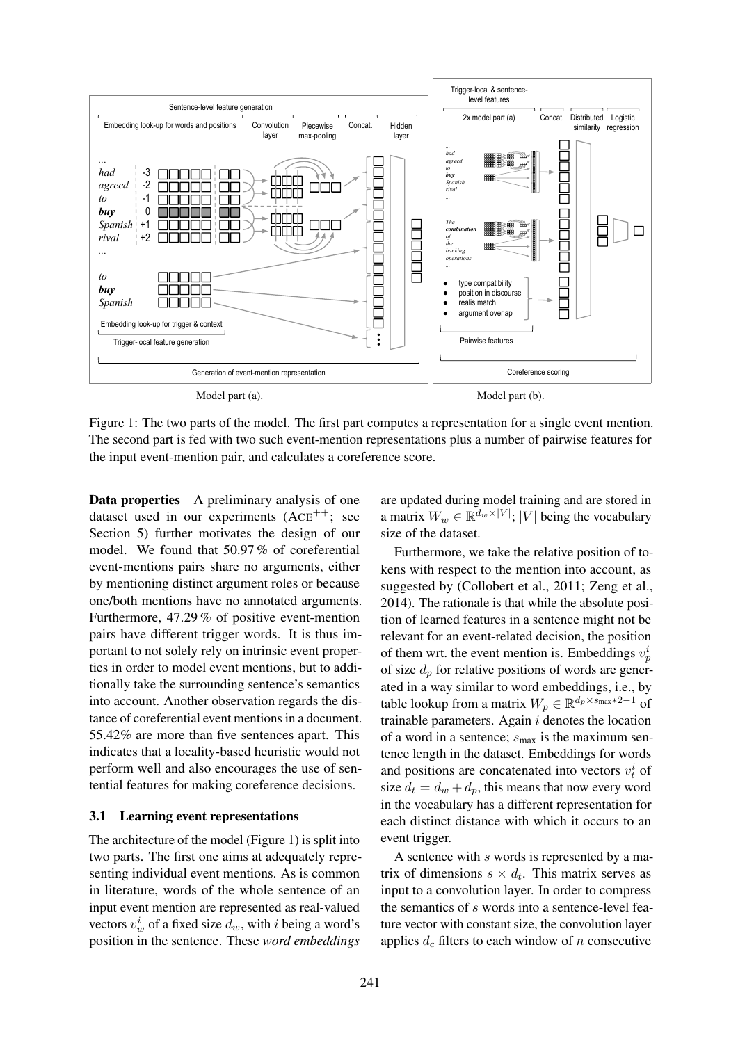Model part (a).

Model part (b).

Figure 1: The two parts of the model. The first part computes a representation for a single event mention. The second part is fed with two such event-mention representations plus a number of pairwise features for the input event-mention pair, and calculates a coreference score.

**Data properties** A preliminary analysis of one dataset used in our experiments (ACE$^{++}$; see Section 5) further motivates the design of our model. We found that 50.97 % of coreferential event-mentions pairs share no arguments, either by mentioning distinct argument roles or because one/both mentions have no annotated arguments. Furthermore, 47.29 % of positive event-mention pairs have different trigger words. It is thus important to not solely rely on intrinsic event properties in order to model event mentions, but to additionally take the surrounding sentence's semantics into account. Another observation regards the distance of coreferential event mentions in a document. 55.42% are more than five sentences apart. This indicates that a locality-based heuristic would not perform well and also encourages the use of sentential features for making coreference decisions.

### 3.1 Learning event representations

The architecture of the model (Figure 1) is split into two parts. The first one aims at adequately representing individual event mentions. As is common in literature, words of the whole sentence of an input event mention are represented as real-valued vectors $v_w^i$ of a fixed size $d_w$, with $i$ being a word's position in the sentence. These *word embeddings* are updated during model training and are stored in a matrix $W_w \in \mathbb{R}^{d_w \times |V|}$; $|V|$ being the vocabulary size of the dataset.

Furthermore, we take the relative position of tokens with respect to the mention into account, as suggested by (Collobert et al., 2011; Zeng et al., 2014). The rationale is that while the absolute position of learned features in a sentence might not be relevant for an event-related decision, the position of them wrt. the event mention is. Embeddings $v_p^i$ of size $d_p$ for relative positions of words are generated in a way similar to word embeddings, i.e., by table lookup from a matrix $W_p \in \mathbb{R}^{d_p \times s_{\max} * 2 - 1}$ of trainable parameters. Again $i$ denotes the location of a word in a sentence; $s_{\max}$ is the maximum sentence length in the dataset. Embeddings for words and positions are concatenated into vectors $v_t^i$ of size $d_t = d_w + d_p$, this means that now every word in the vocabulary has a different representation for each distinct distance with which it occurs to an event trigger.

A sentence with $s$ words is represented by a matrix of dimensions $s \times d_t$. This matrix serves as input to a convolution layer. In order to compress the semantics of $s$ words into a sentence-level feature vector with constant size, the convolution layer applies $d_c$ filters to each window of $n$ consecutive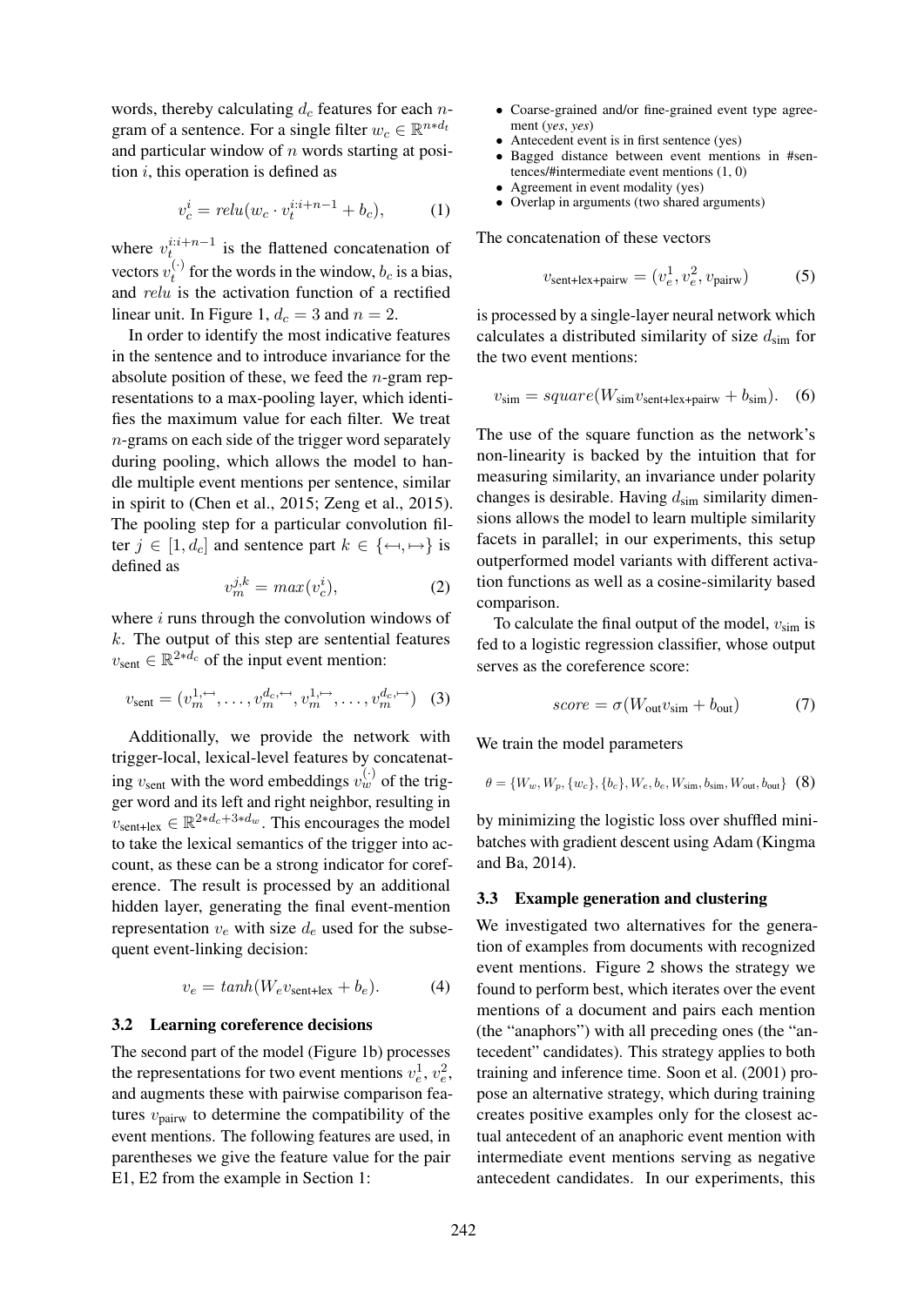words, thereby calculating $d_c$ features for each $n$-gram of a sentence. For a single filter $w_c \in \mathbb{R}^{n*d_t}$ and particular window of $n$ words starting at position $i$, this operation is defined as

$$v_c^i = relu(w_c \cdot v_t^{i:i+n-1} + b_c), \quad (1)$$

where $v_t^{i:i+n-1}$ is the flattened concatenation of vectors $v_t^{(\cdot)}$ for the words in the window, $b_c$ is a bias, and $relu$ is the activation function of a rectified linear unit. In Figure 1, $d_c = 3$ and $n = 2$.

In order to identify the most indicative features in the sentence and to introduce invariance for the absolute position of these, we feed the $n$-gram representations to a max-pooling layer, which identifies the maximum value for each filter. We treat $n$-grams on each side of the trigger word separately during pooling, which allows the model to handle multiple event mentions per sentence, similar in spirit to (Chen et al., 2015; Zeng et al., 2015). The pooling step for a particular convolution filter $j \in [1, d_c]$ and sentence part $k \in \{\leftarrowtail, \rightarrowtail\}$ is defined as

$$v_m^{j,k} = max(v_c^i), \quad (2)$$

where $i$ runs through the convolution windows of $k$. The output of this step are sentential features $v_{\text{sent}} \in \mathbb{R}^{2*d_c}$ of the input event mention:

$$v_{\text{sent}} = (v_m^{1,\leftarrowtail}, \ldots, v_m^{d_c,\leftarrowtail}, v_m^{1,\rightarrowtail}, \ldots, v_m^{d_c,\rightarrowtail}) \quad (3)$$

Additionally, we provide the network with trigger-local, lexical-level features by concatenating $v_{\text{sent}}$ with the word embeddings $v_w^{(\cdot)}$ of the trigger word and its left and right neighbor, resulting in $v_{\text{sent+lex}} \in \mathbb{R}^{2*d_c+3*d_w}$. This encourages the model to take the lexical semantics of the trigger into account, as these can be a strong indicator for coreference. The result is processed by an additional hidden layer, generating the final event-mention representation $v_e$ with size $d_e$ used for the subsequent event-linking decision:

$$v_e = tanh(W_e v_{\text{sent+lex}} + b_e). \quad (4)$$

### 3.2 Learning coreference decisions

The second part of the model (Figure 1b) processes the representations for two event mentions $v_e^1$, $v_e^2$, and augments these with pairwise comparison features $v_{\text{pairw}}$ to determine the compatibility of the event mentions. The following features are used, in parentheses we give the feature value for the pair E1, E2 from the example in Section 1:

- Coarse-grained and/or fine-grained event type agreement (*yes*, *yes*)
- Antecedent event is in first sentence (yes)
- Bagged distance between event mentions in #sentences/#intermediate event mentions (1, 0)
- Agreement in event modality (yes)
- Overlap in arguments (two shared arguments)

The concatenation of these vectors

$$v_{\text{sent+lex+pairw}} = (v_e^1, v_e^2, v_{\text{pairw}}) \quad (5)$$

is processed by a single-layer neural network which calculates a distributed similarity of size $d_{\text{sim}}$ for the two event mentions:

$$v_{\text{sim}} = square(W_{\text{sim}} v_{\text{sent+lex+pairw}} + b_{\text{sim}}). \quad (6)$$

The use of the square function as the network's non-linearity is backed by the intuition that for measuring similarity, an invariance under polarity changes is desirable. Having $d_{\text{sim}}$ similarity dimensions allows the model to learn multiple similarity facets in parallel; in our experiments, this setup outperformed model variants with different activation functions as well as a cosine-similarity based comparison.

To calculate the final output of the model, $v_{\text{sim}}$ is fed to a logistic regression classifier, whose output serves as the coreference score:

$$score = \sigma(W_{\text{out}} v_{\text{sim}} + b_{\text{out}}) \quad (7)$$

We train the model parameters

$$\theta = \{W_w, W_p, \{w_c\}, \{b_c\}, W_e, b_e, W_{\text{sim}}, b_{\text{sim}}, W_{\text{out}}, b_{\text{out}}\} \quad (8)$$

by minimizing the logistic loss over shuffled mini-batches with gradient descent using Adam (Kingma and Ba, 2014).

### 3.3 Example generation and clustering

We investigated two alternatives for the generation of examples from documents with recognized event mentions. Figure 2 shows the strategy we found to perform best, which iterates over the event mentions of a document and pairs each mention (the "anaphors") with all preceding ones (the "antecedent" candidates). This strategy applies to both training and inference time. Soon et al. (2001) propose an alternative strategy, which during training creates positive examples only for the closest actual antecedent of an anaphoric event mention with intermediate event mentions serving as negative antecedent candidates. In our experiments, this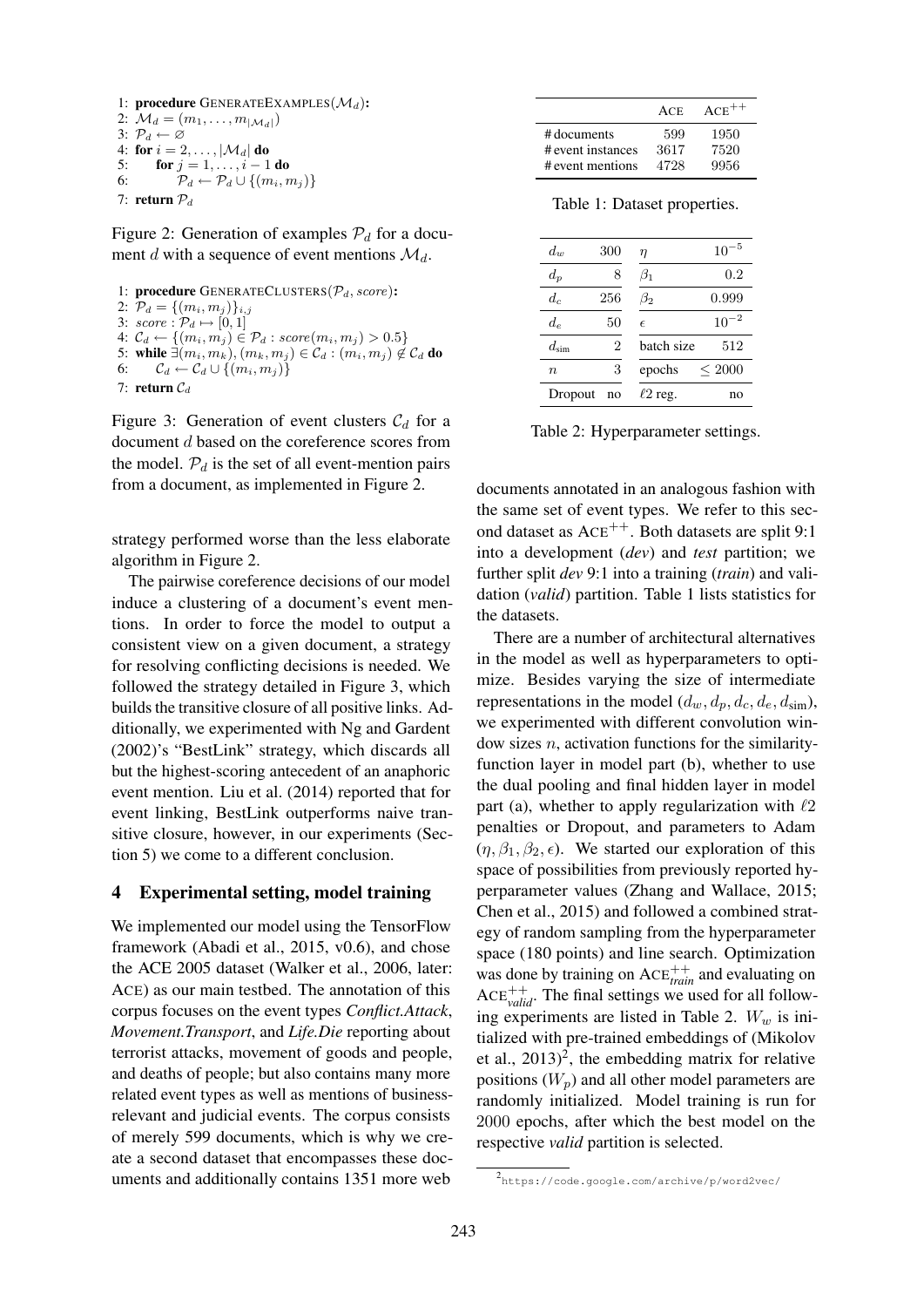```
1: procedure GENERATEEXAMPLES(M_d):
2: M_d = (m_1, ..., m_|M_d|)
3: P_d ← ∅
4: for i = 2, ..., |M_d| do
5:     for j = 1, ..., i − 1 do
6:         P_d ← P_d ∪ {(m_i, m_j)}
7: return P_d
```

Figure 2: Generation of examples $\mathcal{P}_d$ for a document $d$ with a sequence of event mentions $\mathcal{M}_d$.

```
1: procedure GENERATECLUSTERS(P_d, score):
2: P_d = {(m_i, m_j)}_{i,j}
3: score : P_d ↦ [0, 1]
4: C_d ← {(m_i, m_j) ∈ P_d : score(m_i, m_j) > 0.5}
5: while ∃(m_i, m_k), (m_k, m_j) ∈ C_d : (m_i, m_j) ∉ C_d do
6:     C_d ← C_d ∪ {(m_i, m_j)}
7: return C_d
```

Figure 3: Generation of event clusters $\mathcal{C}_d$ for a document $d$ based on the coreference scores from the model. $\mathcal{P}_d$ is the set of all event-mention pairs from a document, as implemented in Figure 2.

strategy performed worse than the less elaborate algorithm in Figure 2.

The pairwise coreference decisions of our model induce a clustering of a document's event mentions. In order to force the model to output a consistent view on a given document, a strategy for resolving conflicting decisions is needed. We followed the strategy detailed in Figure 3, which builds the transitive closure of all positive links. Additionally, we experimented with Ng and Gardent (2002)'s "BestLink" strategy, which discards all but the highest-scoring antecedent of an anaphoric event mention. Liu et al. (2014) reported that for event linking, BestLink outperforms naive transitive closure, however, in our experiments (Section 5) we come to a different conclusion.

## 4 Experimental setting, model training

We implemented our model using the TensorFlow framework (Abadi et al., 2015, v0.6), and chose the ACE 2005 dataset (Walker et al., 2006, later: ACE) as our main testbed. The annotation of this corpus focuses on the event types *Conflict.Attack*, *Movement.Transport*, and *Life.Die* reporting about terrorist attacks, movement of goods and people, and deaths of people; but also contains many more related event types as well as mentions of business-relevant and judicial events. The corpus consists of merely 599 documents, which is why we create a second dataset that encompasses these documents and additionally contains 1351 more web documents annotated in an analogous fashion with the same set of event types. We refer to this second dataset as $\text{ACE}^{++}$. Both datasets are split 9:1 into a development (*dev*) and *test* partition; we further split *dev* 9:1 into a training (*train*) and validation (*valid*) partition. Table 1 lists statistics for the datasets.

| | ACE | $\text{ACE}^{++}$ |
|---|---|---|
| # documents | 599 | 1950 |
| # event instances | 3617 | 7520 |
| # event mentions | 4728 | 9956 |

Table 1: Dataset properties.

| | | | |
|---|---|---|---|
| $d_w$ | 300 | $\eta$ | $10^{-5}$ |
| $d_p$ | 8 | $\beta_1$ | 0.2 |
| $d_c$ | 256 | $\beta_2$ | 0.999 |
| $d_e$ | 50 | $\epsilon$ | $10^{-2}$ |
| $d_{\text{sim}}$ | 2 | batch size | 512 |
| $n$ | 3 | epochs | $\leq 2000$ |
| Dropout | no | $\ell 2$ reg. | no |

Table 2: Hyperparameter settings.

There are a number of architectural alternatives in the model as well as hyperparameters to optimize. Besides varying the size of intermediate representations in the model ($d_w, d_p, d_c, d_e, d_{\text{sim}}$), we experimented with different convolution window sizes $n$, activation functions for the similarity-function layer in model part (b), whether to use the dual pooling and final hidden layer in model part (a), whether to apply regularization with $\ell 2$ penalties or Dropout, and parameters to Adam ($\eta, \beta_1, \beta_2, \epsilon$). We started our exploration of this space of possibilities from previously reported hyperparameter values (Zhang and Wallace, 2015; Chen et al., 2015) and followed a combined strategy of random sampling from the hyperparameter space (180 points) and line search. Optimization was done by training on $\text{ACE}^{++}_{\textit{train}}$ and evaluating on $\text{ACE}^{++}_{\textit{valid}}$. The final settings we used for all following experiments are listed in Table 2. $W_w$ is initialized with pre-trained embeddings of (Mikolov et al., 2013)[2], the embedding matrix for relative positions ($W_p$) and all other model parameters are randomly initialized. Model training is run for 2000 epochs, after which the best model on the respective *valid* partition is selected.

[2] https://code.google.com/archive/p/word2vec/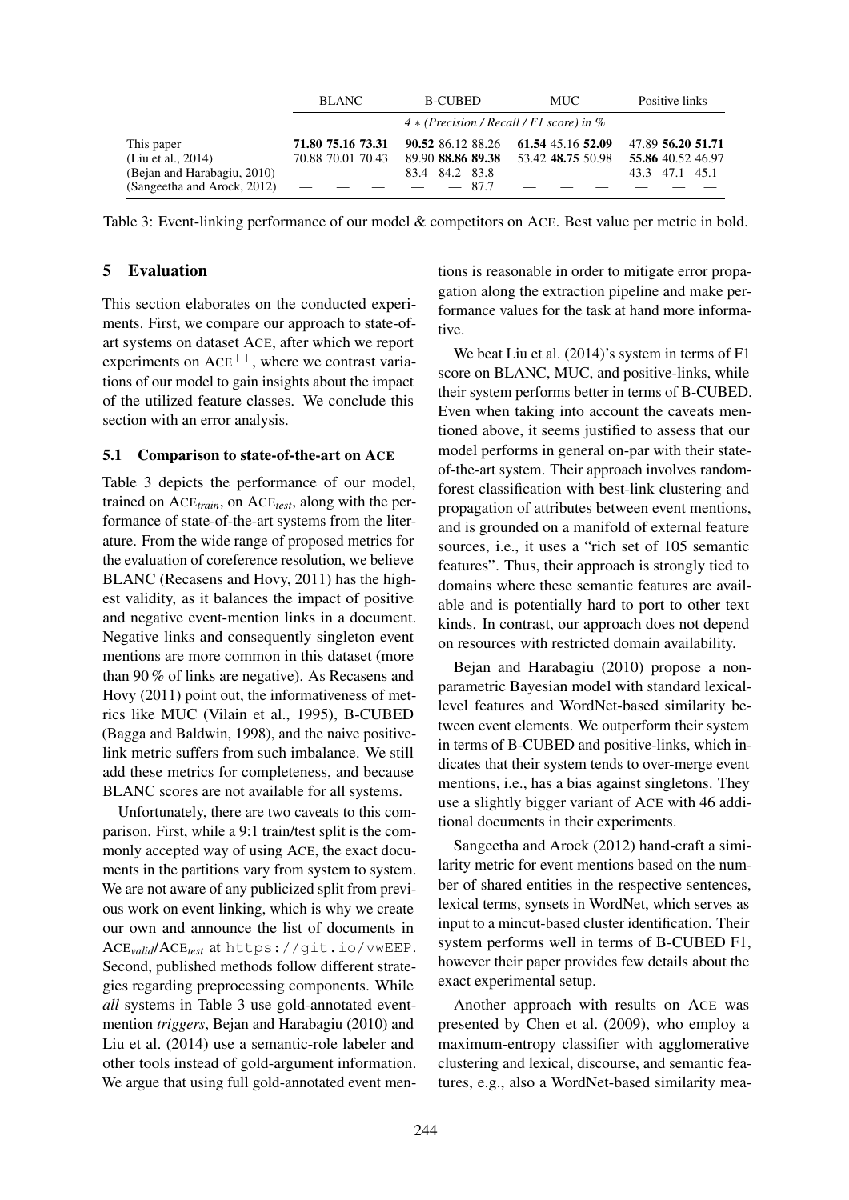| | BLANC | | | B-CUBED | | | MUC | | | Positive links | | |
|---|---|---|---|---|---|---|---|---|---|---|---|---|
| | $4 *$ (Precision / Recall / F1 score) in % | | | | | | | | | | | |
| This paper | **71.80** | **75.16** | **73.31** | **90.52** | 86.12 | 88.26 | **61.54** | 45.16 | **52.09** | 47.89 | **56.20** | **51.71** |
| (Liu et al., 2014) | 70.88 | 70.01 | 70.43 | 89.90 | **88.86** | **89.38** | 53.42 | **48.75** | 50.98 | **55.86** | 40.52 | 46.97 |
| (Bejan and Harabagiu, 2010) | — | — | — | 83.4 | 84.2 | 83.8 | — | — | — | 43.3 | 47.1 | 45.1 |
| (Sangeetha and Arock, 2012) | — | — | — | — | — | 87.7 | — | — | — | — | — | — |

Table 3: Event-linking performance of our model & competitors on ACE. Best value per metric in bold.

## 5 Evaluation

This section elaborates on the conducted experiments. First, we compare our approach to state-of-art systems on dataset ACE, after which we report experiments on ACE$^{++}$, where we contrast variations of our model to gain insights about the impact of the utilized feature classes. We conclude this section with an error analysis.

### 5.1 Comparison to state-of-the-art on ACE

Table 3 depicts the performance of our model, trained on ACE$_{train}$, on ACE$_{test}$, along with the performance of state-of-the-art systems from the literature. From the wide range of proposed metrics for the evaluation of coreference resolution, we believe BLANC (Recasens and Hovy, 2011) has the highest validity, as it balances the impact of positive and negative event-mention links in a document. Negative links and consequently singleton event mentions are more common in this dataset (more than 90 % of links are negative). As Recasens and Hovy (2011) point out, the informativeness of metrics like MUC (Vilain et al., 1995), B-CUBED (Bagga and Baldwin, 1998), and the naive positive-link metric suffers from such imbalance. We still add these metrics for completeness, and because BLANC scores are not available for all systems.

Unfortunately, there are two caveats to this comparison. First, while a 9:1 train/test split is the commonly accepted way of using ACE, the exact documents in the partitions vary from system to system. We are not aware of any publicized split from previous work on event linking, which is why we create our own and announce the list of documents in ACE$_{valid}$/ACE$_{test}$ at `https://git.io/vwEEP`. Second, published methods follow different strategies regarding preprocessing components. While *all* systems in Table 3 use gold-annotated event-mention *triggers*, Bejan and Harabagiu (2010) and Liu et al. (2014) use a semantic-role labeler and other tools instead of gold-argument information. We argue that using full gold-annotated event mentions is reasonable in order to mitigate error propagation along the extraction pipeline and make performance values for the task at hand more informative.

We beat Liu et al. (2014)'s system in terms of F1 score on BLANC, MUC, and positive-links, while their system performs better in terms of B-CUBED. Even when taking into account the caveats mentioned above, it seems justified to assess that our model performs in general on-par with their state-of-the-art system. Their approach involves random-forest classification with best-link clustering and propagation of attributes between event mentions, and is grounded on a manifold of external feature sources, i.e., it uses a "rich set of 105 semantic features". Thus, their approach is strongly tied to domains where these semantic features are available and is potentially hard to port to other text kinds. In contrast, our approach does not depend on resources with restricted domain availability.

Bejan and Harabagiu (2010) propose a non-parametric Bayesian model with standard lexical-level features and WordNet-based similarity between event elements. We outperform their system in terms of B-CUBED and positive-links, which indicates that their system tends to over-merge event mentions, i.e., has a bias against singletons. They use a slightly bigger variant of ACE with 46 additional documents in their experiments.

Sangeetha and Arock (2012) hand-craft a similarity metric for event mentions based on the number of shared entities in the respective sentences, lexical terms, synsets in WordNet, which serves as input to a mincut-based cluster identification. Their system performs well in terms of B-CUBED F1, however their paper provides few details about the exact experimental setup.

Another approach with results on ACE was presented by Chen et al. (2009), who employ a maximum-entropy classifier with agglomerative clustering and lexical, discourse, and semantic features, e.g., also a WordNet-based similarity mea-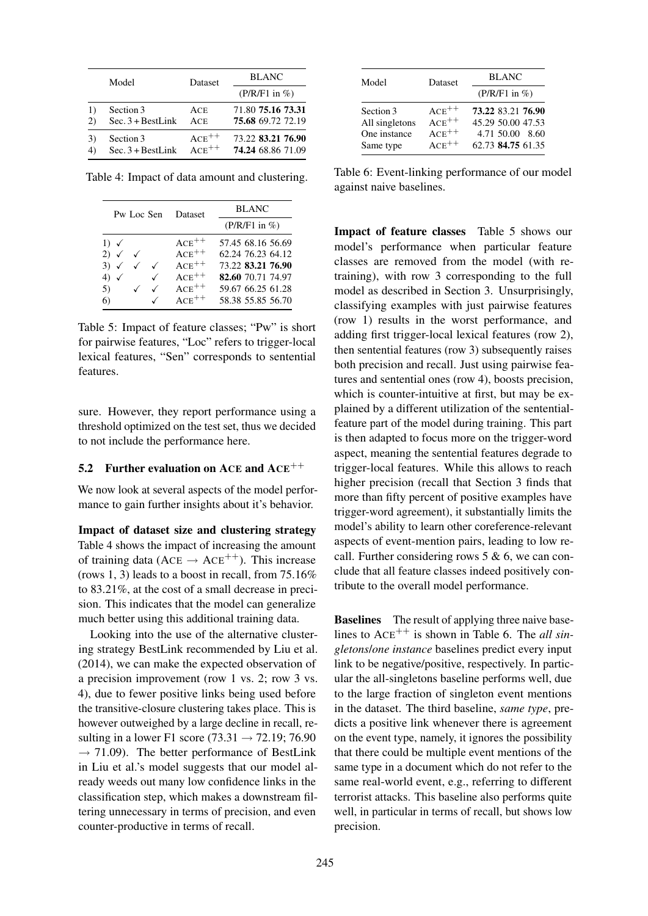| | Model | Dataset | BLANC |
|---|---|---|---|
| | | | (P/R/F1 in %) |
| 1) | Section 3 | ACE | 71.80 **75.16** **73.31** |
| 2) | Sec. 3 + BestLink | ACE | **75.68** 69.72 72.19 |
| 3) | Section 3 | ACE$^{++}$ | 73.22 **83.21** **76.90** |
| 4) | Sec. 3 + BestLink | ACE$^{++}$ | **74.24** 68.86 71.09 |

Table 4: Impact of data amount and clustering.

| | Pw | Loc | Sen | Dataset | BLANC |
|---|---|---|---|---|---|
| | | | | | (P/R/F1 in %) |
| 1) | ✓ | | | ACE$^{++}$ | 57.45 68.16 56.69 |
| 2) | ✓ | ✓ | | ACE$^{++}$ | 62.24 76.23 64.12 |
| 3) | ✓ | ✓ | ✓ | ACE$^{++}$ | 73.22 **83.21** **76.90** |
| 4) | ✓ | | ✓ | ACE$^{++}$ | **82.60** 70.71 74.97 |
| 5) | | ✓ | ✓ | ACE$^{++}$ | 59.67 66.25 61.28 |
| 6) | | | ✓ | ACE$^{++}$ | 58.38 55.85 56.70 |

Table 5: Impact of feature classes; "Pw" is short for pairwise features, "Loc" refers to trigger-local lexical features, "Sen" corresponds to sentential features.

sure. However, they report performance using a threshold optimized on the test set, thus we decided to not include the performance here.

### 5.2 Further evaluation on ACE and ACE$^{++}$

We now look at several aspects of the model performance to gain further insights about it's behavior.

**Impact of dataset size and clustering strategy** Table 4 shows the impact of increasing the amount of training data (ACE → ACE$^{++}$). This increase (rows 1, 3) leads to a boost in recall, from 75.16% to 83.21%, at the cost of a small decrease in precision. This indicates that the model can generalize much better using this additional training data.

Looking into the use of the alternative clustering strategy BestLink recommended by Liu et al. (2014), we can make the expected observation of a precision improvement (row 1 vs. 2; row 3 vs. 4), due to fewer positive links being used before the transitive-closure clustering takes place. This is however outweighed by a large decline in recall, resulting in a lower F1 score (73.31 → 72.19; 76.90 → 71.09). The better performance of BestLink in Liu et al.'s model suggests that our model already weeds out many low confidence links in the classification step, which makes a downstream filtering unnecessary in terms of precision, and even counter-productive in terms of recall.

| Model | Dataset | BLANC |
|---|---|---|
| | | (P/R/F1 in %) |
| Section 3 | ACE$^{++}$ | **73.22** 83.21 **76.90** |
| All singletons | ACE$^{++}$ | 45.29 50.00 47.53 |
| One instance | ACE$^{++}$ | 4.71 50.00 8.60 |
| Same type | ACE$^{++}$ | 62.73 **84.75** 61.35 |

Table 6: Event-linking performance of our model against naive baselines.

**Impact of feature classes** Table 5 shows our model's performance when particular feature classes are removed from the model (with retraining), with row 3 corresponding to the full model as described in Section 3. Unsurprisingly, classifying examples with just pairwise features (row 1) results in the worst performance, and adding first trigger-local lexical features (row 2), then sentential features (row 3) subsequently raises both precision and recall. Just using pairwise features and sentential ones (row 4), boosts precision, which is counter-intuitive at first, but may be explained by a different utilization of the sentential-feature part of the model during training. This part is then adapted to focus more on the trigger-word aspect, meaning the sentential features degrade to trigger-local features. While this allows to reach higher precision (recall that Section 3 finds that more than fifty percent of positive examples have trigger-word agreement), it substantially limits the model's ability to learn other coreference-relevant aspects of event-mention pairs, leading to low recall. Further considering rows 5 & 6, we can conclude that all feature classes indeed positively contribute to the overall model performance.

**Baselines** The result of applying three naive baselines to ACE$^{++}$ is shown in Table 6. The *all singletons*/*one instance* baselines predict every input link to be negative/positive, respectively. In particular the all-singletons baseline performs well, due to the large fraction of singleton event mentions in the dataset. The third baseline, *same type*, predicts a positive link whenever there is agreement on the event type, namely, it ignores the possibility that there could be multiple event mentions of the same type in a document which do not refer to the same real-world event, e.g., referring to different terrorist attacks. This baseline also performs quite well, in particular in terms of recall, but shows low precision.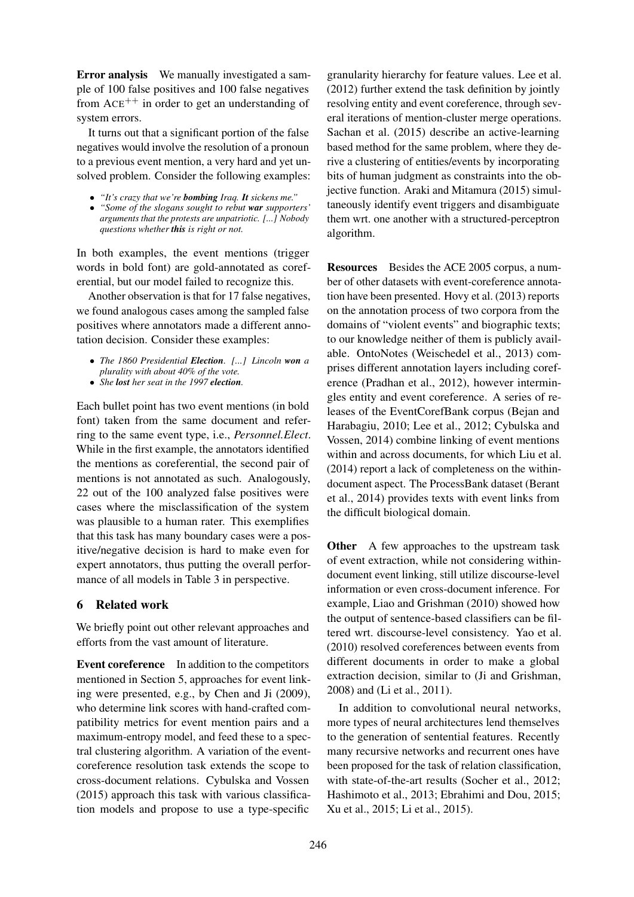**Error analysis** We manually investigated a sample of 100 false positives and 100 false negatives from ACE$^{++}$ in order to get an understanding of system errors.

It turns out that a significant portion of the false negatives would involve the resolution of a pronoun to a previous event mention, a very hard and yet unsolved problem. Consider the following examples:

- *"It's crazy that we're **bombing** Iraq. **It** sickens me."*
- *"Some of the slogans sought to rebut **war** supporters' arguments that the protests are unpatriotic. [...] Nobody questions whether **this** is right or not.*

In both examples, the event mentions (trigger words in bold font) are gold-annotated as coreferential, but our model failed to recognize this.

Another observation is that for 17 false negatives, we found analogous cases among the sampled false positives where annotators made a different annotation decision. Consider these examples:

- *The 1860 Presidential **Election**. [...] Lincoln **won** a plurality with about 40% of the vote.*
- *She **lost** her seat in the 1997 **election**.*

Each bullet point has two event mentions (in bold font) taken from the same document and referring to the same event type, i.e., *Personnel.Elect*. While in the first example, the annotators identified the mentions as coreferential, the second pair of mentions is not annotated as such. Analogously, 22 out of the 100 analyzed false positives were cases where the misclassification of the system was plausible to a human rater. This exemplifies that this task has many boundary cases were a positive/negative decision is hard to make even for expert annotators, thus putting the overall performance of all models in Table 3 in perspective.

## 6 Related work

We briefly point out other relevant approaches and efforts from the vast amount of literature.

**Event coreference** In addition to the competitors mentioned in Section 5, approaches for event linking were presented, e.g., by Chen and Ji (2009), who determine link scores with hand-crafted compatibility metrics for event mention pairs and a maximum-entropy model, and feed these to a spectral clustering algorithm. A variation of the event-coreference resolution task extends the scope to cross-document relations. Cybulska and Vossen (2015) approach this task with various classification models and propose to use a type-specific granularity hierarchy for feature values. Lee et al. (2012) further extend the task definition by jointly resolving entity and event coreference, through several iterations of mention-cluster merge operations. Sachan et al. (2015) describe an active-learning based method for the same problem, where they derive a clustering of entities/events by incorporating bits of human judgment as constraints into the objective function. Araki and Mitamura (2015) simultaneously identify event triggers and disambiguate them wrt. one another with a structured-perceptron algorithm.

**Resources** Besides the ACE 2005 corpus, a number of other datasets with event-coreference annotation have been presented. Hovy et al. (2013) reports on the annotation process of two corpora from the domains of "violent events" and biographic texts; to our knowledge neither of them is publicly available. OntoNotes (Weischedel et al., 2013) comprises different annotation layers including coreference (Pradhan et al., 2012), however intermingles entity and event coreference. A series of releases of the EventCorefBank corpus (Bejan and Harabagiu, 2010; Lee et al., 2012; Cybulska and Vossen, 2014) combine linking of event mentions within and across documents, for which Liu et al. (2014) report a lack of completeness on the within-document aspect. The ProcessBank dataset (Berant et al., 2014) provides texts with event links from the difficult biological domain.

**Other** A few approaches to the upstream task of event extraction, while not considering within-document event linking, still utilize discourse-level information or even cross-document inference. For example, Liao and Grishman (2010) showed how the output of sentence-based classifiers can be filtered wrt. discourse-level consistency. Yao et al. (2010) resolved coreferences between events from different documents in order to make a global extraction decision, similar to (Ji and Grishman, 2008) and (Li et al., 2011).

In addition to convolutional neural networks, more types of neural architectures lend themselves to the generation of sentential features. Recently many recursive networks and recurrent ones have been proposed for the task of relation classification, with state-of-the-art results (Socher et al., 2012; Hashimoto et al., 2013; Ebrahimi and Dou, 2015; Xu et al., 2015; Li et al., 2015).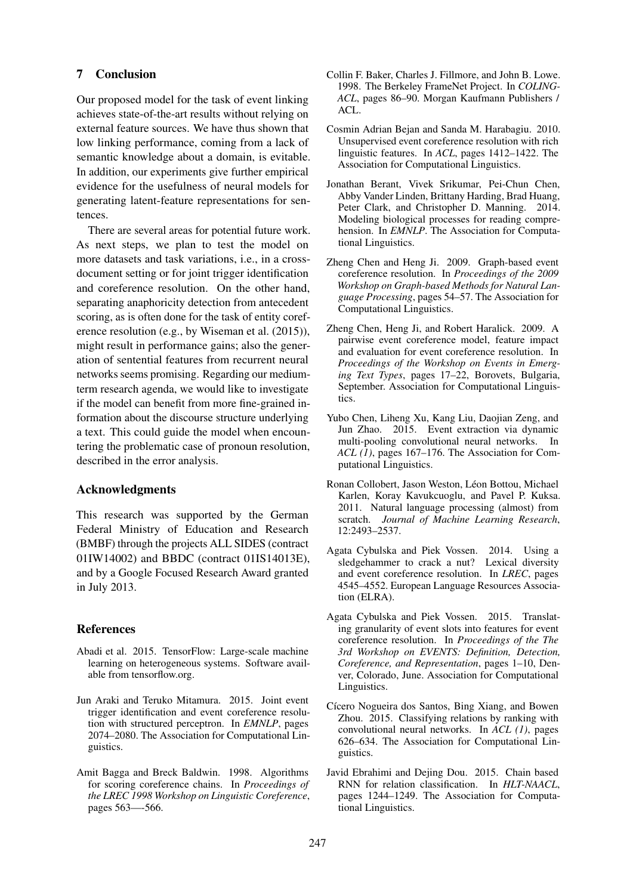## 7 Conclusion

Our proposed model for the task of event linking achieves state-of-the-art results without relying on external feature sources. We have thus shown that low linking performance, coming from a lack of semantic knowledge about a domain, is evitable. In addition, our experiments give further empirical evidence for the usefulness of neural models for generating latent-feature representations for sentences.

There are several areas for potential future work. As next steps, we plan to test the model on more datasets and task variations, i.e., in a cross-document setting or for joint trigger identification and coreference resolution. On the other hand, separating anaphoricity detection from antecedent scoring, as is often done for the task of entity coreference resolution (e.g., by Wiseman et al. (2015)), might result in performance gains; also the generation of sentential features from recurrent neural networks seems promising. Regarding our medium-term research agenda, we would like to investigate if the model can benefit from more fine-grained information about the discourse structure underlying a text. This could guide the model when encountering the problematic case of pronoun resolution, described in the error analysis.

### Acknowledgments

This research was supported by the German Federal Ministry of Education and Research (BMBF) through the projects ALL SIDES (contract 01IW14002) and BBDC (contract 01IS14013E), and by a Google Focused Research Award granted in July 2013.

### References

Abadi et al. 2015. TensorFlow: Large-scale machine learning on heterogeneous systems. Software available from tensorflow.org.

Jun Araki and Teruko Mitamura. 2015. Joint event trigger identification and event coreference resolution with structured perceptron. In *EMNLP*, pages 2074–2080. The Association for Computational Linguistics.

Amit Bagga and Breck Baldwin. 1998. Algorithms for scoring coreference chains. In *Proceedings of the LREC 1998 Workshop on Linguistic Coreference*, pages 563—-566.

Collin F. Baker, Charles J. Fillmore, and John B. Lowe. 1998. The Berkeley FrameNet Project. In *COLING-ACL*, pages 86–90. Morgan Kaufmann Publishers / ACL.

Cosmin Adrian Bejan and Sanda M. Harabagiu. 2010. Unsupervised event coreference resolution with rich linguistic features. In *ACL*, pages 1412–1422. The Association for Computational Linguistics.

Jonathan Berant, Vivek Srikumar, Pei-Chun Chen, Abby Vander Linden, Brittany Harding, Brad Huang, Peter Clark, and Christopher D. Manning. 2014. Modeling biological processes for reading comprehension. In *EMNLP*. The Association for Computational Linguistics.

Zheng Chen and Heng Ji. 2009. Graph-based event coreference resolution. In *Proceedings of the 2009 Workshop on Graph-based Methods for Natural Language Processing*, pages 54–57. The Association for Computational Linguistics.

Zheng Chen, Heng Ji, and Robert Haralick. 2009. A pairwise event coreference model, feature impact and evaluation for event coreference resolution. In *Proceedings of the Workshop on Events in Emerging Text Types*, pages 17–22, Borovets, Bulgaria, September. Association for Computational Linguistics.

Yubo Chen, Liheng Xu, Kang Liu, Daojian Zeng, and Jun Zhao. 2015. Event extraction via dynamic multi-pooling convolutional neural networks. In *ACL (1)*, pages 167–176. The Association for Computational Linguistics.

Ronan Collobert, Jason Weston, Léon Bottou, Michael Karlen, Koray Kavukcuoglu, and Pavel P. Kuksa. 2011. Natural language processing (almost) from scratch. *Journal of Machine Learning Research*, 12:2493–2537.

Agata Cybulska and Piek Vossen. 2014. Using a sledgehammer to crack a nut? Lexical diversity and event coreference resolution. In *LREC*, pages 4545–4552. European Language Resources Association (ELRA).

Agata Cybulska and Piek Vossen. 2015. Translating granularity of event slots into features for event coreference resolution. In *Proceedings of the The 3rd Workshop on EVENTS: Definition, Detection, Coreference, and Representation*, pages 1–10, Denver, Colorado, June. Association for Computational Linguistics.

Cícero Nogueira dos Santos, Bing Xiang, and Bowen Zhou. 2015. Classifying relations by ranking with convolutional neural networks. In *ACL (1)*, pages 626–634. The Association for Computational Linguistics.

Javid Ebrahimi and Dejing Dou. 2015. Chain based RNN for relation classification. In *HLT-NAACL*, pages 1244–1249. The Association for Computational Linguistics.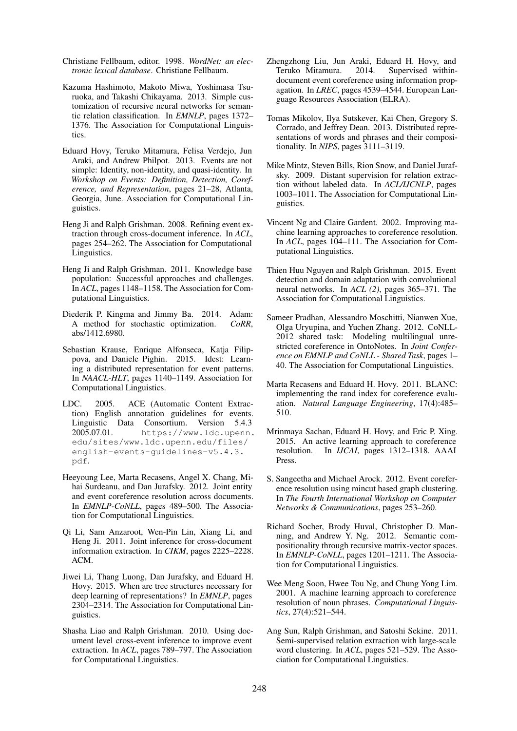Christiane Fellbaum, editor. 1998. *WordNet: an electronic lexical database*. Christiane Fellbaum.

Kazuma Hashimoto, Makoto Miwa, Yoshimasa Tsuruoka, and Takashi Chikayama. 2013. Simple customization of recursive neural networks for semantic relation classification. In *EMNLP*, pages 1372–1376. The Association for Computational Linguistics.

Eduard Hovy, Teruko Mitamura, Felisa Verdejo, Jun Araki, and Andrew Philpot. 2013. Events are not simple: Identity, non-identity, and quasi-identity. In *Workshop on Events: Definition, Detection, Coreference, and Representation*, pages 21–28, Atlanta, Georgia, June. Association for Computational Linguistics.

Heng Ji and Ralph Grishman. 2008. Refining event extraction through cross-document inference. In *ACL*, pages 254–262. The Association for Computational Linguistics.

Heng Ji and Ralph Grishman. 2011. Knowledge base population: Successful approaches and challenges. In *ACL*, pages 1148–1158. The Association for Computational Linguistics.

Diederik P. Kingma and Jimmy Ba. 2014. Adam: A method for stochastic optimization. *CoRR*, abs/1412.6980.

Sebastian Krause, Enrique Alfonseca, Katja Filippova, and Daniele Pighin. 2015. Idest: Learning a distributed representation for event patterns. In *NAACL-HLT*, pages 1140–1149. Association for Computational Linguistics.

LDC. 2005. ACE (Automatic Content Extraction) English annotation guidelines for events. Linguistic Data Consortium. Version 5.4.3 2005.07.01. `https://www.ldc.upenn.edu/sites/www.ldc.upenn.edu/files/english-events-guidelines-v5.4.3.pdf`.

Heeyoung Lee, Marta Recasens, Angel X. Chang, Mihai Surdeanu, and Dan Jurafsky. 2012. Joint entity and event coreference resolution across documents. In *EMNLP-CoNLL*, pages 489–500. The Association for Computational Linguistics.

Qi Li, Sam Anzaroot, Wen-Pin Lin, Xiang Li, and Heng Ji. 2011. Joint inference for cross-document information extraction. In *CIKM*, pages 2225–2228. ACM.

Jiwei Li, Thang Luong, Dan Jurafsky, and Eduard H. Hovy. 2015. When are tree structures necessary for deep learning of representations? In *EMNLP*, pages 2304–2314. The Association for Computational Linguistics.

Shasha Liao and Ralph Grishman. 2010. Using document level cross-event inference to improve event extraction. In *ACL*, pages 789–797. The Association for Computational Linguistics.

Zhengzhong Liu, Jun Araki, Eduard H. Hovy, and Teruko Mitamura. 2014. Supervised within-document event coreference using information propagation. In *LREC*, pages 4539–4544. European Language Resources Association (ELRA).

Tomas Mikolov, Ilya Sutskever, Kai Chen, Gregory S. Corrado, and Jeffrey Dean. 2013. Distributed representations of words and phrases and their compositionality. In *NIPS*, pages 3111–3119.

Mike Mintz, Steven Bills, Rion Snow, and Daniel Jurafsky. 2009. Distant supervision for relation extraction without labeled data. In *ACL/IJCNLP*, pages 1003–1011. The Association for Computational Linguistics.

Vincent Ng and Claire Gardent. 2002. Improving machine learning approaches to coreference resolution. In *ACL*, pages 104–111. The Association for Computational Linguistics.

Thien Huu Nguyen and Ralph Grishman. 2015. Event detection and domain adaptation with convolutional neural networks. In *ACL (2)*, pages 365–371. The Association for Computational Linguistics.

Sameer Pradhan, Alessandro Moschitti, Nianwen Xue, Olga Uryupina, and Yuchen Zhang. 2012. CoNLL-2012 shared task: Modeling multilingual unrestricted coreference in OntoNotes. In *Joint Conference on EMNLP and CoNLL - Shared Task*, pages 1–40. The Association for Computational Linguistics.

Marta Recasens and Eduard H. Hovy. 2011. BLANC: implementing the rand index for coreference evaluation. *Natural Language Engineering*, 17(4):485–510.

Mrinmaya Sachan, Eduard H. Hovy, and Eric P. Xing. 2015. An active learning approach to coreference resolution. In *IJCAI*, pages 1312–1318. AAAI Press.

S. Sangeetha and Michael Arock. 2012. Event coreference resolution using mincut based graph clustering. In *The Fourth International Workshop on Computer Networks & Communications*, pages 253–260.

Richard Socher, Brody Huval, Christopher D. Manning, and Andrew Y. Ng. 2012. Semantic compositionality through recursive matrix-vector spaces. In *EMNLP-CoNLL*, pages 1201–1211. The Association for Computational Linguistics.

Wee Meng Soon, Hwee Tou Ng, and Chung Yong Lim. 2001. A machine learning approach to coreference resolution of noun phrases. *Computational Linguistics*, 27(4):521–544.

Ang Sun, Ralph Grishman, and Satoshi Sekine. 2011. Semi-supervised relation extraction with large-scale word clustering. In *ACL*, pages 521–529. The Association for Computational Linguistics.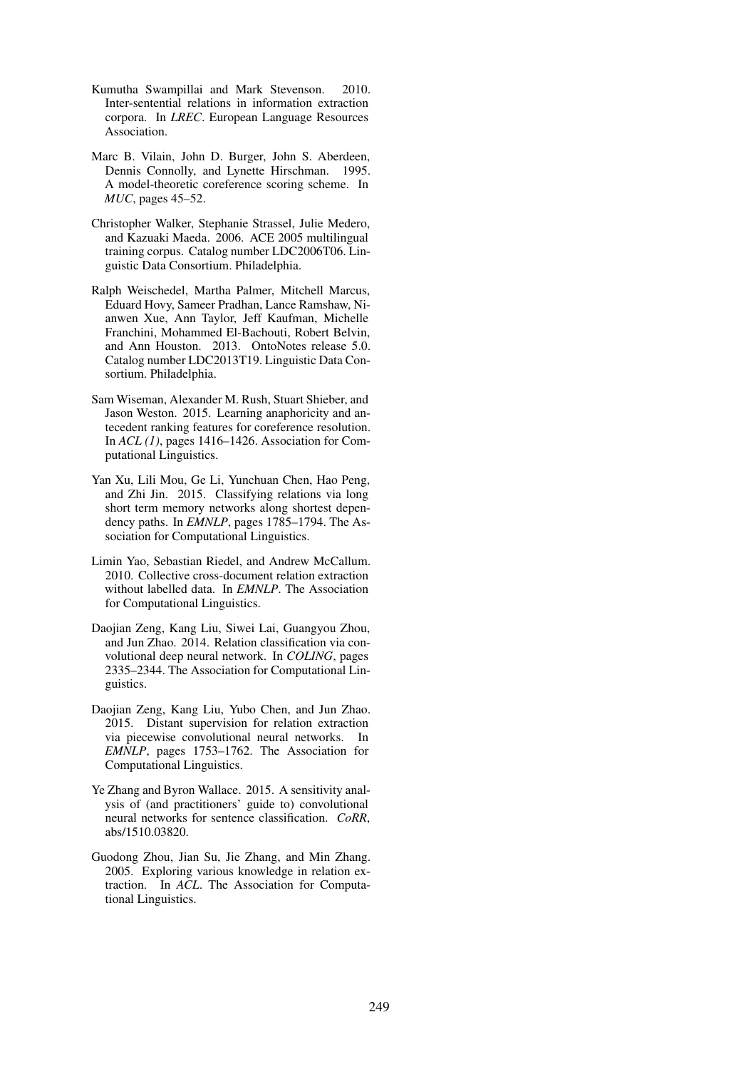Kumutha Swampillai and Mark Stevenson. 2010. Inter-sentential relations in information extraction corpora. In *LREC*. European Language Resources Association.

Marc B. Vilain, John D. Burger, John S. Aberdeen, Dennis Connolly, and Lynette Hirschman. 1995. A model-theoretic coreference scoring scheme. In *MUC*, pages 45–52.

Christopher Walker, Stephanie Strassel, Julie Medero, and Kazuaki Maeda. 2006. ACE 2005 multilingual training corpus. Catalog number LDC2006T06. Linguistic Data Consortium. Philadelphia.

Ralph Weischedel, Martha Palmer, Mitchell Marcus, Eduard Hovy, Sameer Pradhan, Lance Ramshaw, Nianwen Xue, Ann Taylor, Jeff Kaufman, Michelle Franchini, Mohammed El-Bachouti, Robert Belvin, and Ann Houston. 2013. OntoNotes release 5.0. Catalog number LDC2013T19. Linguistic Data Consortium. Philadelphia.

Sam Wiseman, Alexander M. Rush, Stuart Shieber, and Jason Weston. 2015. Learning anaphoricity and antecedent ranking features for coreference resolution. In *ACL (1)*, pages 1416–1426. Association for Computational Linguistics.

Yan Xu, Lili Mou, Ge Li, Yunchuan Chen, Hao Peng, and Zhi Jin. 2015. Classifying relations via long short term memory networks along shortest dependency paths. In *EMNLP*, pages 1785–1794. The Association for Computational Linguistics.

Limin Yao, Sebastian Riedel, and Andrew McCallum. 2010. Collective cross-document relation extraction without labelled data. In *EMNLP*. The Association for Computational Linguistics.

Daojian Zeng, Kang Liu, Siwei Lai, Guangyou Zhou, and Jun Zhao. 2014. Relation classification via convolutional deep neural network. In *COLING*, pages 2335–2344. The Association for Computational Linguistics.

Daojian Zeng, Kang Liu, Yubo Chen, and Jun Zhao. 2015. Distant supervision for relation extraction via piecewise convolutional neural networks. In *EMNLP*, pages 1753–1762. The Association for Computational Linguistics.

Ye Zhang and Byron Wallace. 2015. A sensitivity analysis of (and practitioners' guide to) convolutional neural networks for sentence classification. *CoRR*, abs/1510.03820.

Guodong Zhou, Jian Su, Jie Zhang, and Min Zhang. 2005. Exploring various knowledge in relation extraction. In *ACL*. The Association for Computational Linguistics.